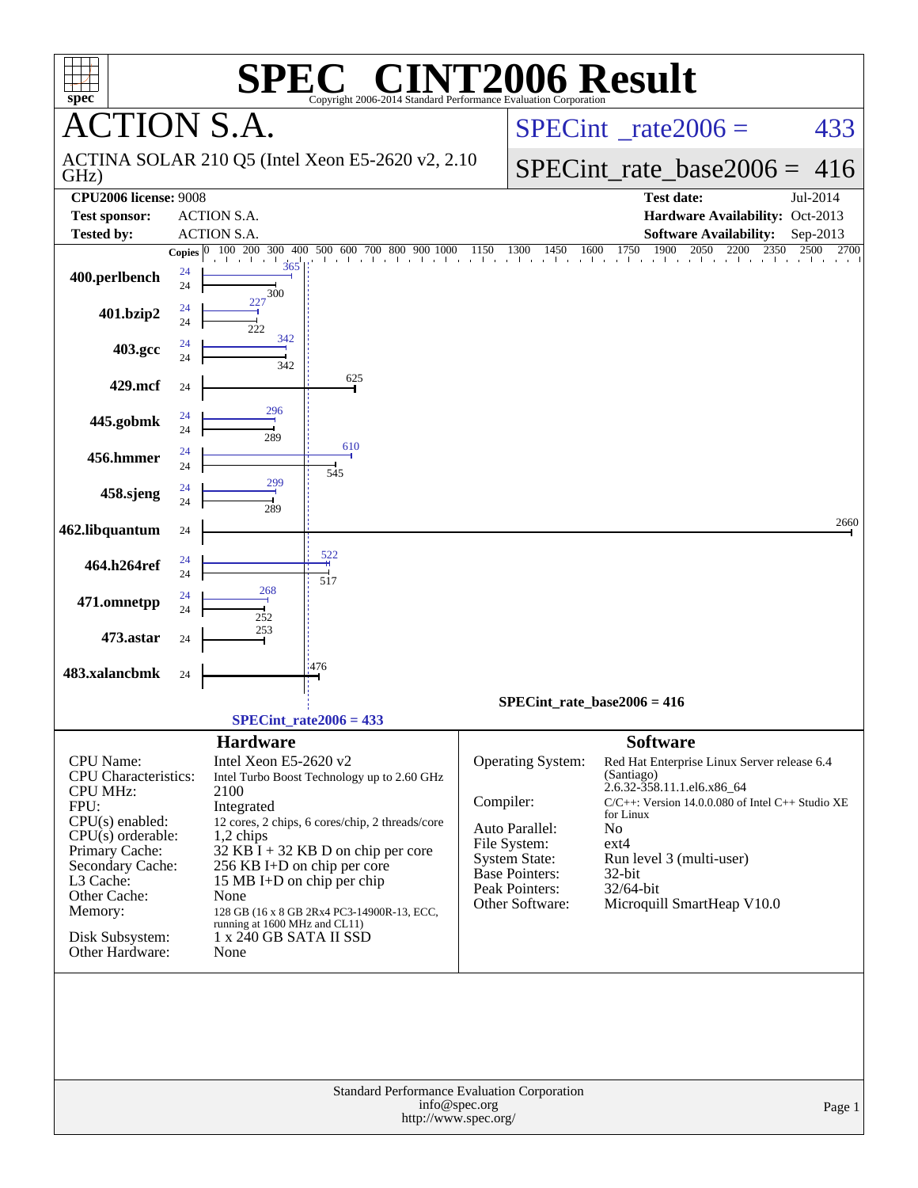# SPEC CINT2006 Result

Copyright 2006-2014 Standard Performance Evaluation Corporation

## ACTION S.A.

ACTINA SOLAR 210 Q5 (Intel Xeon E5-2620 v2, 2.10 GHz)

SPECint_rate2006 = 433

SPECint_rate_base2006 = 416

**CPU2006 license:** 9008
**Test sponsor:** ACTION S.A.
**Tested by:** ACTION S.A.

**Test date:** Jul-2014
**Hardware Availability:** Oct-2013
**Software Availability:** Sep-2013

| Benchmark | Copies (peak) | Peak | Copies (base) | Base |
|---|---|---|---|---|
| 400.perlbench | 24 | 365 | 24 | 300 |
| 401.bzip2 | 24 | 227 | 24 | 222 |
| 403.gcc | 24 | 342 | 24 | 342 |
| 429.mcf | | | 24 | 625 |
| 445.gobmk | 24 | 296 | 24 | 289 |
| 456.hmmer | 24 | 610 | 24 | 545 |
| 458.sjeng | 24 | 299 | 24 | 289 |
| 462.libquantum | | | 24 | 2660 |
| 464.h264ref | 24 | 522 | 24 | 517 |
| 471.omnetpp | 24 | 268 | 24 | 252 |
| 473.astar | | | 24 | 253 |
| 483.xalancbmk | | | 24 | 476 |

SPECint_rate_base2006 = 416

SPECint_rate2006 = 433

## Hardware

| | |
|---|---|
| CPU Name: | Intel Xeon E5-2620 v2 |
| CPU Characteristics: | Intel Turbo Boost Technology up to 2.60 GHz |
| CPU MHz: | 2100 |
| FPU: | Integrated |
| CPU(s) enabled: | 12 cores, 2 chips, 6 cores/chip, 2 threads/core |
| CPU(s) orderable: | 1,2 chips |
| Primary Cache: | 32 KB I + 32 KB D on chip per core |
| Secondary Cache: | 256 KB I+D on chip per core |
| L3 Cache: | 15 MB I+D on chip per chip |
| Other Cache: | None |
| Memory: | 128 GB (16 x 8 GB 2Rx4 PC3-14900R-13, ECC, running at 1600 MHz and CL11) |
| Disk Subsystem: | 1 x 240 GB SATA II SSD |
| Other Hardware: | None |

## Software

| | |
|---|---|
| Operating System: | Red Hat Enterprise Linux Server release 6.4 (Santiago) 2.6.32-358.11.1.el6.x86_64 |
| Compiler: | C/C++: Version 14.0.0.080 of Intel C++ Studio XE for Linux |
| Auto Parallel: | No |
| File System: | ext4 |
| System State: | Run level 3 (multi-user) |
| Base Pointers: | 32-bit |
| Peak Pointers: | 32/64-bit |
| Other Software: | Microquill SmartHeap V10.0 |

Standard Performance Evaluation Corporation
info@spec.org
http://www.spec.org/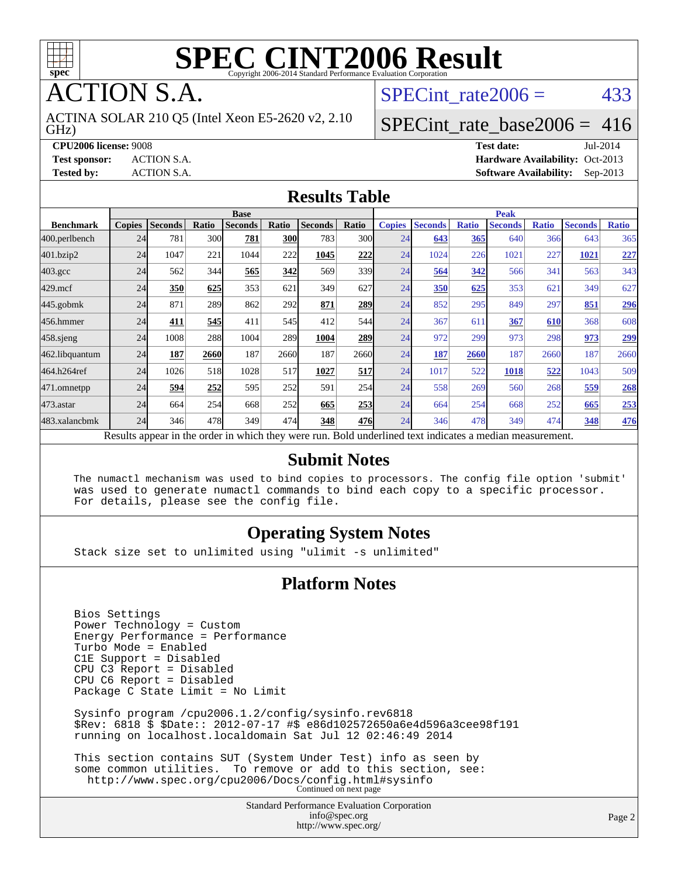# SPEC CINT2006 Result

Copyright 2006-2014 Standard Performance Evaluation Corporation

## ACTION S.A.

ACTINA SOLAR 210 Q5 (Intel Xeon E5-2620 v2, 2.10 GHz)

SPECint_rate2006 = 433

SPECint_rate_base2006 = 416

**CPU2006 license:** 9008
**Test sponsor:** ACTION S.A.
**Tested by:** ACTION S.A.

**Test date:** Jul-2014
**Hardware Availability:** Oct-2013
**Software Availability:** Sep-2013

## Results Table

| Benchmark | Base | | | | | | | Peak | | | | | | |
|---|---|---|---|---|---|---|---|---|---|---|---|---|---|---|
| | Copies | Seconds | Ratio | Seconds | Ratio | Seconds | Ratio | Copies | Seconds | Ratio | Seconds | Ratio | Seconds | Ratio |
| 400.perlbench | 24 | 781 | 300 | **781** | **300** | 783 | 300 | 24 | **643** | **365** | 640 | 366 | 643 | 365 |
| 401.bzip2 | 24 | 1047 | 221 | 1044 | 222 | **1045** | **222** | 24 | 1024 | 226 | 1021 | 227 | **1021** | **227** |
| 403.gcc | 24 | 562 | 344 | **565** | **342** | 569 | 339 | 24 | **564** | **342** | 566 | 341 | 563 | 343 |
| 429.mcf | 24 | **350** | **625** | 353 | 621 | 349 | 627 | 24 | **350** | **625** | 353 | 621 | 349 | 627 |
| 445.gobmk | 24 | 871 | 289 | 862 | 292 | **871** | **289** | 24 | 852 | 295 | 849 | 297 | **851** | **296** |
| 456.hmmer | 24 | **411** | **545** | 411 | 545 | 412 | 544 | 24 | 367 | 611 | **367** | **610** | 368 | 608 |
| 458.sjeng | 24 | 1008 | 288 | 1004 | 289 | **1004** | **289** | 24 | 972 | 299 | 973 | 298 | **973** | **299** |
| 462.libquantum | 24 | **187** | **2660** | 187 | 2660 | 187 | 2660 | 24 | **187** | **2660** | 187 | 2660 | 187 | 2660 |
| 464.h264ref | 24 | 1026 | 518 | 1028 | 517 | **1027** | **517** | 24 | 1017 | 522 | **1018** | **522** | 1043 | 509 |
| 471.omnetpp | 24 | **594** | **252** | 595 | 252 | 591 | 254 | 24 | 558 | 269 | 560 | 268 | **559** | **268** |
| 473.astar | 24 | 664 | 254 | 668 | 252 | **665** | **253** | 24 | 664 | 254 | 668 | 252 | **665** | **253** |
| 483.xalancbmk | 24 | 346 | 478 | 349 | 474 | **348** | **476** | 24 | 346 | 478 | 349 | 474 | **348** | **476** |

Results appear in the order in which they were run. Bold underlined text indicates a median measurement.

## Submit Notes

```
The numactl mechanism was used to bind copies to processors. The config file option 'submit'
was used to generate numactl commands to bind each copy to a specific processor.
For details, please see the config file.
```

## Operating System Notes

```
Stack size set to unlimited using "ulimit -s unlimited"
```

## Platform Notes

```
Bios Settings
Power Technology = Custom
Energy Performance = Performance
Turbo Mode = Enabled
C1E Support = Disabled
CPU C3 Report = Disabled
CPU C6 Report = Disabled
Package C State Limit = No Limit

Sysinfo program /cpu2006.1.2/config/sysinfo.rev6818
$Rev: 6818 $ $Date:: 2012-07-17 #$ e86d102572650a6e4d596a3cee98f191
running on localhost.localdomain Sat Jul 12 02:46:49 2014

This section contains SUT (System Under Test) info as seen by
some common utilities.  To remove or add to this section, see:
  http://www.spec.org/cpu2006/Docs/config.html#sysinfo
```

Continued on next page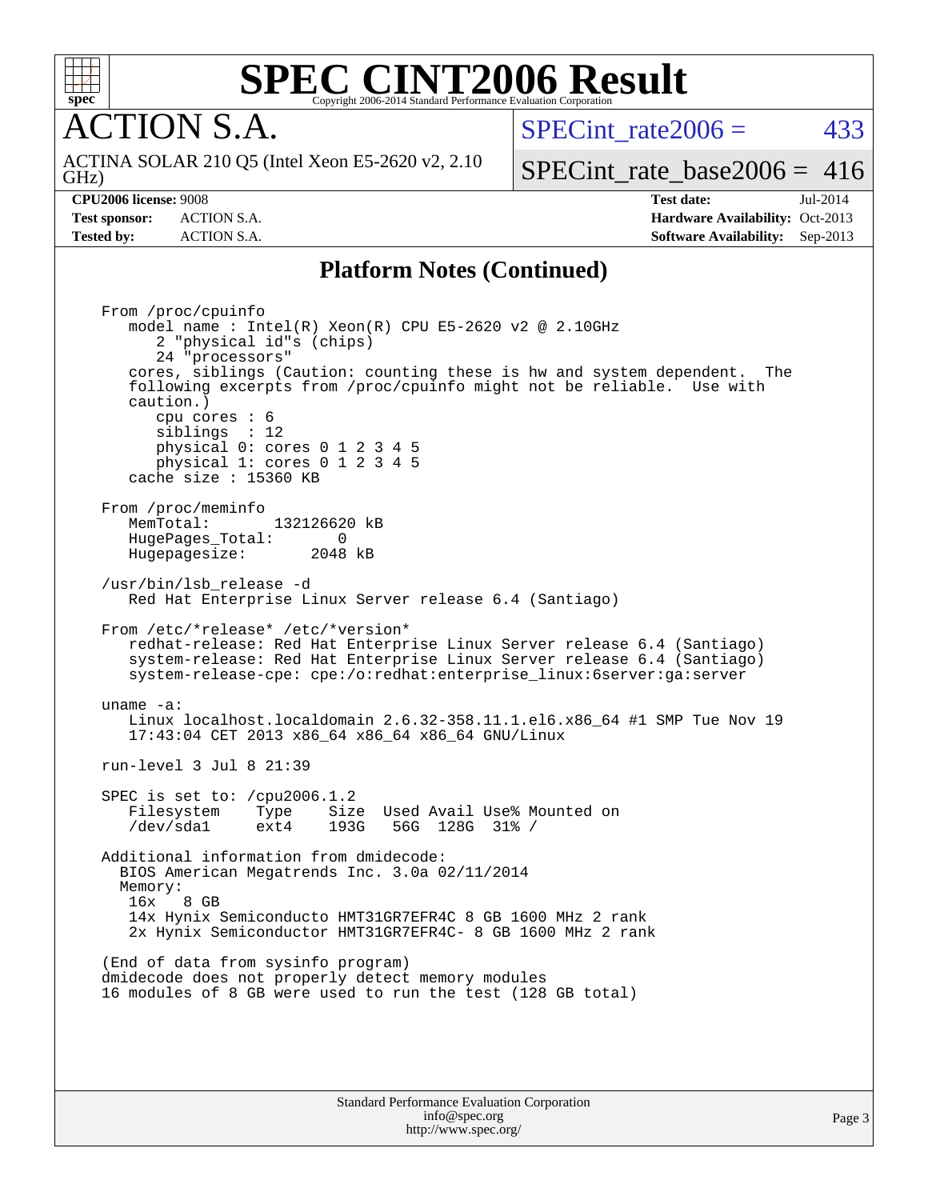# SPEC CINT2006 Result

Copyright 2006-2014 Standard Performance Evaluation Corporation

## ACTION S.A.

ACTINA SOLAR 210 Q5 (Intel Xeon E5-2620 v2, 2.10 GHz)

SPECint_rate2006 = 433

SPECint_rate_base2006 = 416

**CPU2006 license:** 9008
**Test sponsor:** ACTION S.A.
**Tested by:** ACTION S.A.

**Test date:** Jul-2014
**Hardware Availability:** Oct-2013
**Software Availability:** Sep-2013

### Platform Notes (Continued)

```
From /proc/cpuinfo
   model name : Intel(R) Xeon(R) CPU E5-2620 v2 @ 2.10GHz
      2 "physical id"s (chips)
      24 "processors"
   cores, siblings (Caution: counting these is hw and system dependent.  The
   following excerpts from /proc/cpuinfo might not be reliable.  Use with
   caution.)
      cpu cores : 6
      siblings  : 12
      physical 0: cores 0 1 2 3 4 5
      physical 1: cores 0 1 2 3 4 5
   cache size : 15360 KB

From /proc/meminfo
   MemTotal:       132126620 kB
   HugePages_Total:       0
   Hugepagesize:       2048 kB

/usr/bin/lsb_release -d
   Red Hat Enterprise Linux Server release 6.4 (Santiago)

From /etc/*release* /etc/*version*
   redhat-release: Red Hat Enterprise Linux Server release 6.4 (Santiago)
   system-release: Red Hat Enterprise Linux Server release 6.4 (Santiago)
   system-release-cpe: cpe:/o:redhat:enterprise_linux:6server:ga:server

uname -a:
   Linux localhost.localdomain 2.6.32-358.11.1.el6.x86_64 #1 SMP Tue Nov 19
   17:43:04 CET 2013 x86_64 x86_64 x86_64 GNU/Linux

run-level 3 Jul 8 21:39

SPEC is set to: /cpu2006.1.2
   Filesystem    Type    Size  Used Avail Use% Mounted on
   /dev/sda1     ext4    193G   56G  128G  31% /

Additional information from dmidecode:
  BIOS American Megatrends Inc. 3.0a 02/11/2014
  Memory:
   16x   8 GB
   14x Hynix Semiconducto HMT31GR7EFR4C 8 GB 1600 MHz 2 rank
   2x Hynix Semiconductor HMT31GR7EFR4C- 8 GB 1600 MHz 2 rank

(End of data from sysinfo program)
dmidecode does not properly detect memory modules
16 modules of 8 GB were used to run the test (128 GB total)
```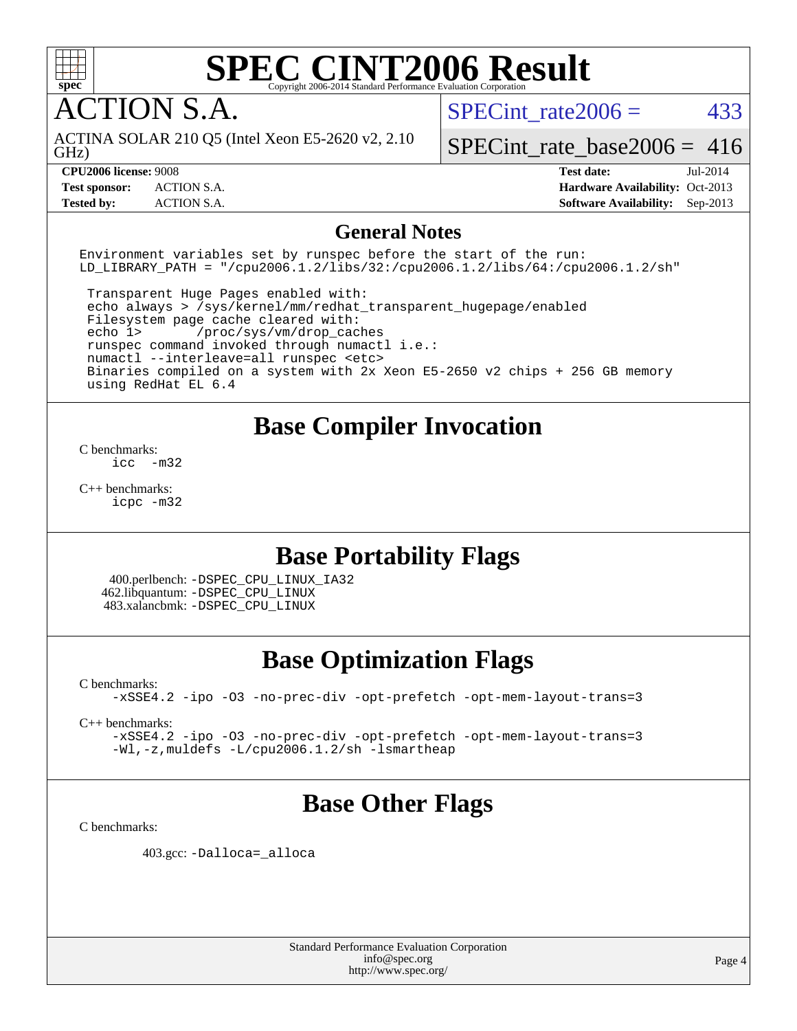# SPEC CINT2006 Result

Copyright 2006-2014 Standard Performance Evaluation Corporation

## ACTION S.A.

ACTINA SOLAR 210 Q5 (Intel Xeon E5-2620 v2, 2.10 GHz)

SPECint_rate2006 = 433

SPECint_rate_base2006 = 416

| | | | |
|---|---|---|---|
| **CPU2006 license:** | 9008 | **Test date:** | Jul-2014 |
| **Test sponsor:** | ACTION S.A. | **Hardware Availability:** | Oct-2013 |
| **Tested by:** | ACTION S.A. | **Software Availability:** | Sep-2013 |

## General Notes

```
Environment variables set by runspec before the start of the run:
LD_LIBRARY_PATH = "/cpu2006.1.2/libs/32:/cpu2006.1.2/libs/64:/cpu2006.1.2/sh"

 Transparent Huge Pages enabled with:
 echo always > /sys/kernel/mm/redhat_transparent_hugepage/enabled
 Filesystem page cache cleared with:
 echo 1>       /proc/sys/vm/drop_caches
 runspec command invoked through numactl i.e.:
 numactl --interleave=all runspec <etc>
 Binaries compiled on a system with 2x Xeon E5-2650 v2 chips + 256 GB memory
 using RedHat EL 6.4
```

## Base Compiler Invocation

C benchmarks:
```
icc  -m32
```

C++ benchmarks:
```
icpc -m32
```

## Base Portability Flags

400.perlbench: `-DSPEC_CPU_LINUX_IA32`
462.libquantum: `-DSPEC_CPU_LINUX`
483.xalancbmk: `-DSPEC_CPU_LINUX`

## Base Optimization Flags

C benchmarks:
```
-xSSE4.2 -ipo -O3 -no-prec-div -opt-prefetch -opt-mem-layout-trans=3
```

C++ benchmarks:
```
-xSSE4.2 -ipo -O3 -no-prec-div -opt-prefetch -opt-mem-layout-trans=3
-Wl,-z,muldefs -L/cpu2006.1.2/sh -lsmartheap
```

## Base Other Flags

C benchmarks:

403.gcc: `-Dalloca=_alloca`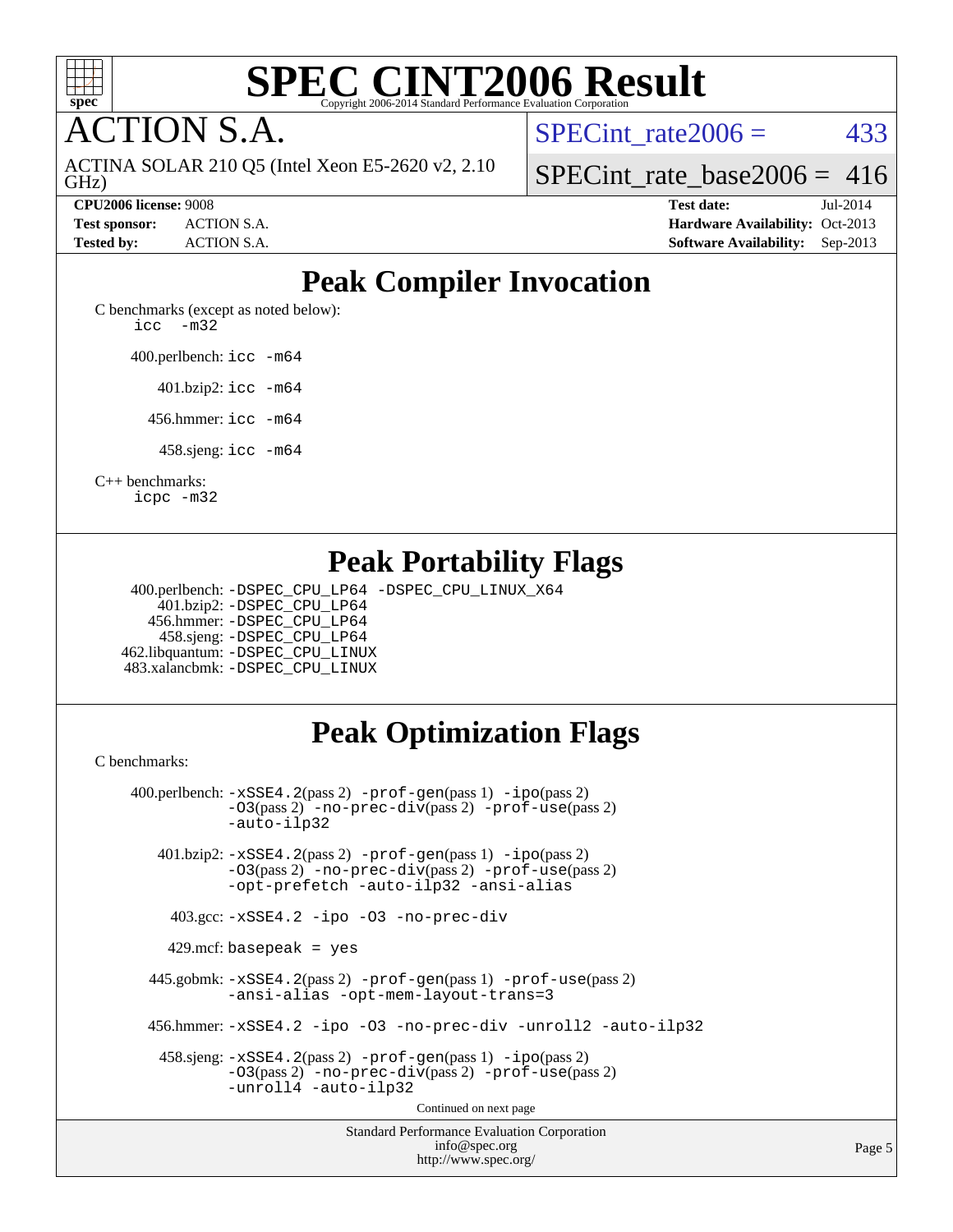# SPEC CINT2006 Result

Copyright 2006-2014 Standard Performance Evaluation Corporation

## ACTION S.A.

ACTINA SOLAR 210 Q5 (Intel Xeon E5-2620 v2, 2.10 GHz)

SPECint_rate2006 = 433

SPECint_rate_base2006 = 416

**CPU2006 license:** 9008
**Test sponsor:** ACTION S.A.
**Tested by:** ACTION S.A.

**Test date:** Jul-2014
**Hardware Availability:** Oct-2013
**Software Availability:** Sep-2013

## Peak Compiler Invocation

C benchmarks (except as noted below):
`icc -m32`

400.perlbench: `icc -m64`

401.bzip2: `icc -m64`

456.hmmer: `icc -m64`

458.sjeng: `icc -m64`

C++ benchmarks:
`icpc -m32`

## Peak Portability Flags

400.perlbench: `-DSPEC_CPU_LP64 -DSPEC_CPU_LINUX_X64`
401.bzip2: `-DSPEC_CPU_LP64`
456.hmmer: `-DSPEC_CPU_LP64`
458.sjeng: `-DSPEC_CPU_LP64`
462.libquantum: `-DSPEC_CPU_LINUX`
483.xalancbmk: `-DSPEC_CPU_LINUX`

## Peak Optimization Flags

C benchmarks:

400.perlbench: `-xSSE4.2`(pass 2) `-prof-gen`(pass 1) `-ipo`(pass 2) `-O3`(pass 2) `-no-prec-div`(pass 2) `-prof-use`(pass 2) `-auto-ilp32`

401.bzip2: `-xSSE4.2`(pass 2) `-prof-gen`(pass 1) `-ipo`(pass 2) `-O3`(pass 2) `-no-prec-div`(pass 2) `-prof-use`(pass 2) `-opt-prefetch -auto-ilp32 -ansi-alias`

403.gcc: `-xSSE4.2 -ipo -O3 -no-prec-div`

429.mcf: `basepeak = yes`

445.gobmk: `-xSSE4.2`(pass 2) `-prof-gen`(pass 1) `-prof-use`(pass 2) `-ansi-alias -opt-mem-layout-trans=3`

456.hmmer: `-xSSE4.2 -ipo -O3 -no-prec-div -unroll2 -auto-ilp32`

458.sjeng: `-xSSE4.2`(pass 2) `-prof-gen`(pass 1) `-ipo`(pass 2) `-O3`(pass 2) `-no-prec-div`(pass 2) `-prof-use`(pass 2) `-unroll4 -auto-ilp32`

Continued on next page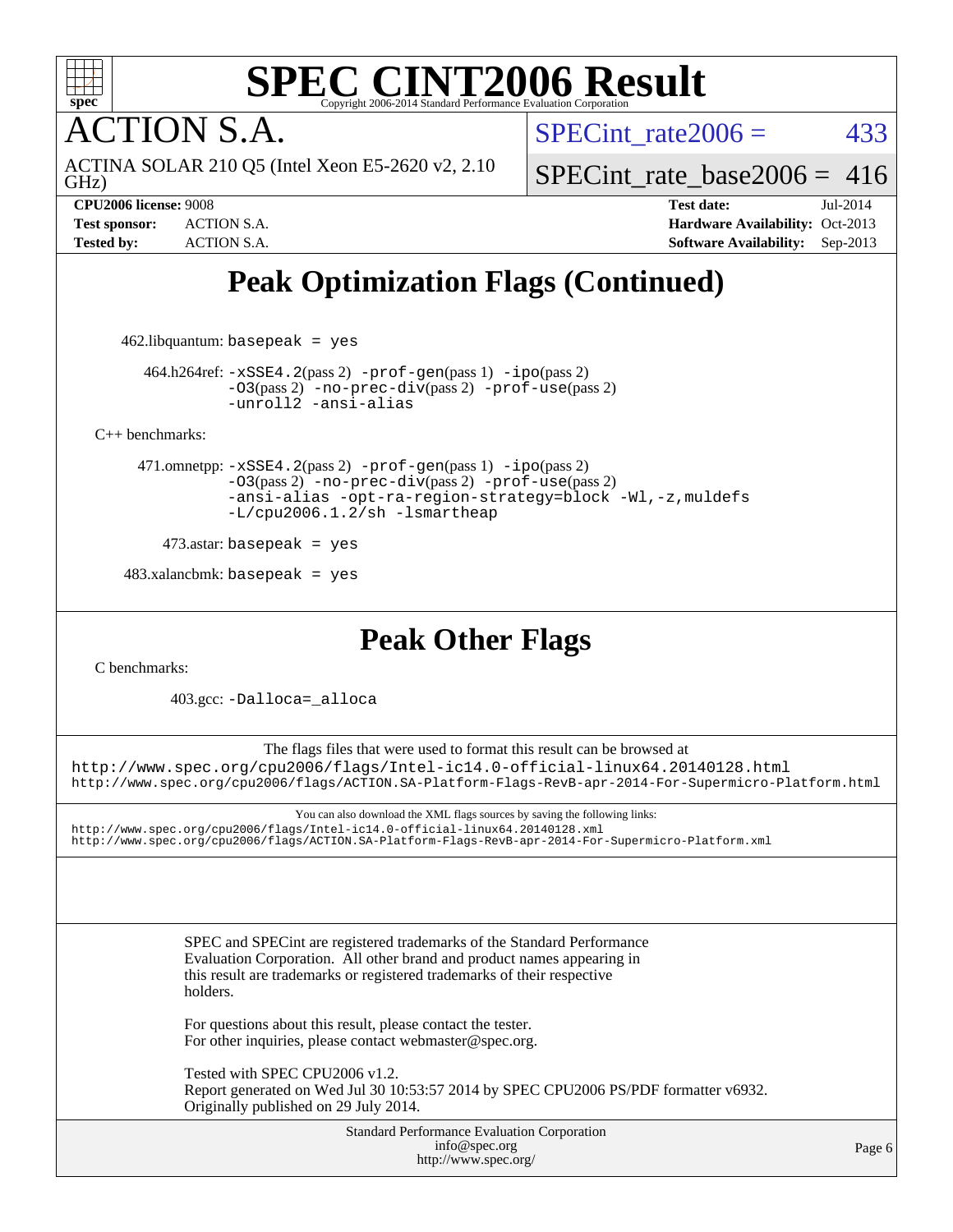# Peak Optimization Flags (Continued)

462.libquantum: `basepeak = yes`

464.h264ref: `-xSSE4.2`(pass 2) `-prof-gen`(pass 1) `-ipo`(pass 2) `-O3`(pass 2) `-no-prec-div`(pass 2) `-prof-use`(pass 2) `-unroll2 -ansi-alias`

C++ benchmarks:

471.omnetpp: `-xSSE4.2`(pass 2) `-prof-gen`(pass 1) `-ipo`(pass 2) `-O3`(pass 2) `-no-prec-div`(pass 2) `-prof-use`(pass 2) `-ansi-alias -opt-ra-region-strategy=block -Wl,-z,muldefs -L/cpu2006.1.2/sh -lsmartheap`

473.astar: `basepeak = yes`

483.xalancbmk: `basepeak = yes`

# Peak Other Flags

C benchmarks:

403.gcc: `-Dalloca=_alloca`

The flags files that were used to format this result can be browsed at
http://www.spec.org/cpu2006/flags/Intel-ic14.0-official-linux64.20140128.html
http://www.spec.org/cpu2006/flags/ACTION.SA-Platform-Flags-RevB-apr-2014-For-Supermicro-Platform.html

You can also download the XML flags sources by saving the following links:
http://www.spec.org/cpu2006/flags/Intel-ic14.0-official-linux64.20140128.xml
http://www.spec.org/cpu2006/flags/ACTION.SA-Platform-Flags-RevB-apr-2014-For-Supermicro-Platform.xml

SPEC and SPECint are registered trademarks of the Standard Performance Evaluation Corporation. All other brand and product names appearing in this result are trademarks or registered trademarks of their respective holders.

For questions about this result, please contact the tester.
For other inquiries, please contact webmaster@spec.org.

Tested with SPEC CPU2006 v1.2.
Report generated on Wed Jul 30 10:53:57 2014 by SPEC CPU2006 PS/PDF formatter v6932.
Originally published on 29 July 2014.